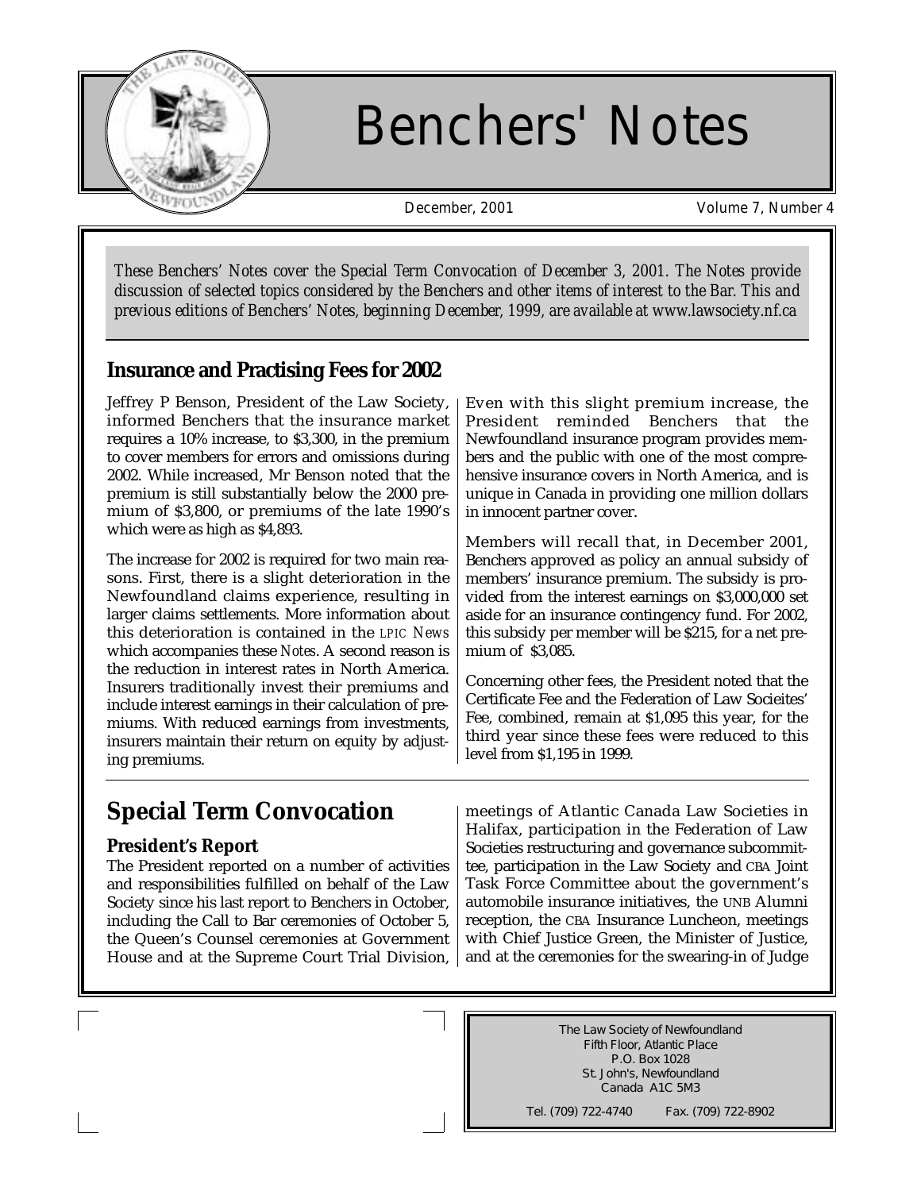# Benchers' Notes

December, 2001 Volume 7, Number 4

*These Benchers' Notes cover the Special Term Convocation of December 3, 2001. The Notes provide discussion of selected topics considered by the Benchers and other items of interest to the Bar. This and previous editions of Benchers' Notes, beginning December, 1999, are available at www.lawsociety.nf.ca*

## Insurance and Practising Fees for 2002

Jeffrey P Benson, President of the Law Society, informed Benchers that the insurance market requires a 10% increase, to $3,300, in the premium to cover members for errors and omissions during 2002. While increased, Mr Benson noted that the premium is still substantially below the 2000 premium of $3,800, or premiums of the late 1990's which were as high as $4,893.

The increase for 2002 is required for two main reasons. First, there is a slight deterioration in the Newfoundland claims experience, resulting in larger claims settlements. More information about this deterioration is contained in the *LPIC News* which accompanies these *Notes*. A second reason is the reduction in interest rates in North America. Insurers traditionally invest their premiums and include interest earnings in their calculation of premiums. With reduced earnings from investments, insurers maintain their return on equity by adjusting premiums.

Even with this slight premium increase, the President reminded Benchers that the Newfoundland insurance program provides members and the public with one of the most comprehensive insurance covers in North America, and is unique in Canada in providing one million dollars in innocent partner cover.

Members will recall that, in December 2001, Benchers approved as policy an annual subsidy of members' insurance premium. The subsidy is provided from the interest earnings on $3,000,000 set aside for an insurance contingency fund. For 2002, this subsidy per member will be $215, for a net premium of $3,085.

Concerning other fees, the President noted that the Certificate Fee and the Federation of Law Socieites' Fee, combined, remain at $1,095 this year, for the third year since these fees were reduced to this level from $1,195 in 1999.

## Special Term Convocation

### President's Report

The President reported on a number of activities and responsibilities fulfilled on behalf of the Law Society since his last report to Benchers in October, including the Call to Bar ceremonies of October 5, the Queen's Counsel ceremonies at Government House and at the Supreme Court Trial Division, meetings of Atlantic Canada Law Societies in Halifax, participation in the Federation of Law Societies restructuring and governance subcommittee, participation in the Law Society and CBA Joint Task Force Committee about the government's automobile insurance initiatives, the UNB Alumni reception, the CBA Insurance Luncheon, meetings with Chief Justice Green, the Minister of Justice, and at the ceremonies for the swearing-in of Judge

The Law Society of Newfoundland
Fifth Floor, Atlantic Place
P.O. Box 1028
St. John's, Newfoundland
Canada A1C 5M3

Tel. (709) 722-4740 Fax. (709) 722-8902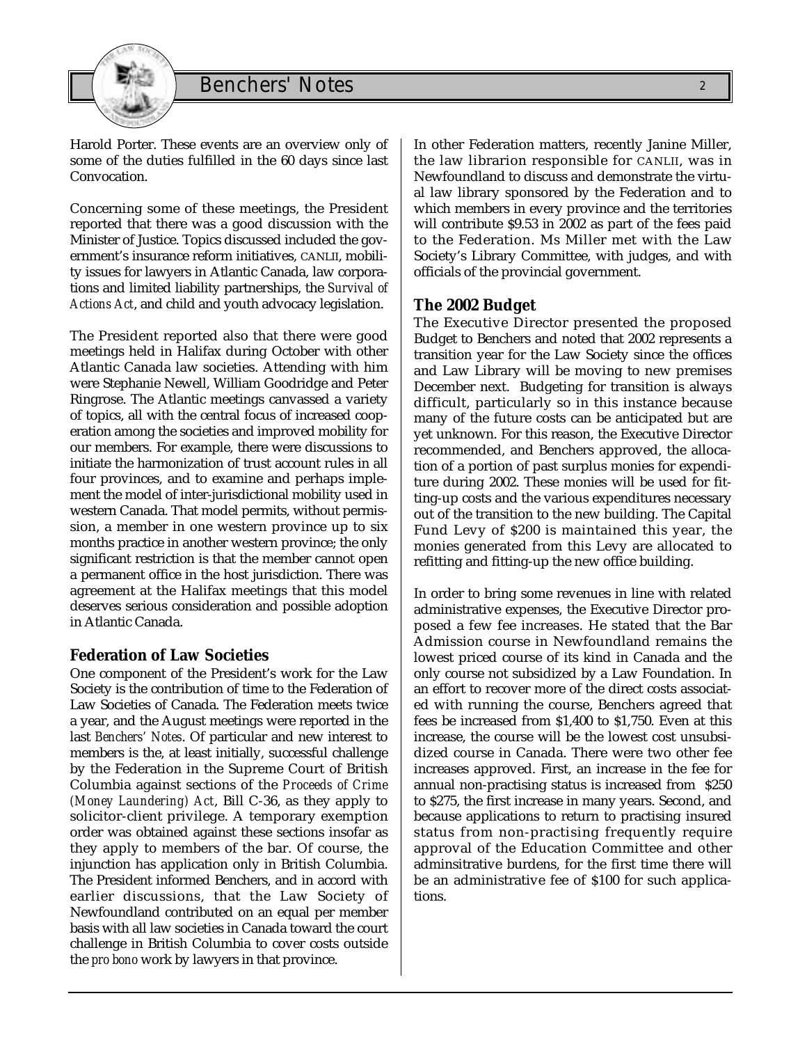Harold Porter. These events are an overview only of some of the duties fulfilled in the 60 days since last Convocation.

Concerning some of these meetings, the President reported that there was a good discussion with the Minister of Justice. Topics discussed included the government's insurance reform initiatives, CANLII, mobility issues for lawyers in Atlantic Canada, law corporations and limited liability partnerships, the *Survival of Actions Act*, and child and youth advocacy legislation.

The President reported also that there were good meetings held in Halifax during October with other Atlantic Canada law societies. Attending with him were Stephanie Newell, William Goodridge and Peter Ringrose. The Atlantic meetings canvassed a variety of topics, all with the central focus of increased cooperation among the societies and improved mobility for our members. For example, there were discussions to initiate the harmonization of trust account rules in all four provinces, and to examine and perhaps implement the model of inter-jurisdictional mobility used in western Canada. That model permits, without permission, a member in one western province up to six months practice in another western province; the only significant restriction is that the member cannot open a permanent office in the host jurisdiction. There was agreement at the Halifax meetings that this model deserves serious consideration and possible adoption in Atlantic Canada.

## Federation of Law Societies

One component of the President's work for the Law Society is the contribution of time to the Federation of Law Societies of Canada. The Federation meets twice a year, and the August meetings were reported in the last *Benchers' Notes*. Of particular and new interest to members is the, at least initially, successful challenge by the Federation in the Supreme Court of British Columbia against sections of the *Proceeds of Crime (Money Laundering) Act*, Bill C-36, as they apply to solicitor-client privilege. A temporary exemption order was obtained against these sections insofar as they apply to members of the bar. Of course, the injunction has application only in British Columbia. The President informed Benchers, and in accord with earlier discussions, that the Law Society of Newfoundland contributed on an equal per member basis with all law societies in Canada toward the court challenge in British Columbia to cover costs outside the *pro bono* work by lawyers in that province.

In other Federation matters, recently Janine Miller, the law librarion responsible for CANLII, was in Newfoundland to discuss and demonstrate the virtual law library sponsored by the Federation and to which members in every province and the territories will contribute $9.53 in 2002 as part of the fees paid to the Federation. Ms Miller met with the Law Society's Library Committee, with judges, and with officials of the provincial government.

## The 2002 Budget

The Executive Director presented the proposed Budget to Benchers and noted that 2002 represents a transition year for the Law Society since the offices and Law Library will be moving to new premises December next. Budgeting for transition is always difficult, particularly so in this instance because many of the future costs can be anticipated but are yet unknown. For this reason, the Executive Director recommended, and Benchers approved, the allocation of a portion of past surplus monies for expenditure during 2002. These monies will be used for fitting-up costs and the various expenditures necessary out of the transition to the new building. The Capital Fund Levy of $200 is maintained this year, the monies generated from this Levy are allocated to refitting and fitting-up the new office building.

In order to bring some revenues in line with related administrative expenses, the Executive Director proposed a few fee increases. He stated that the Bar Admission course in Newfoundland remains the lowest priced course of its kind in Canada and the only course not subsidized by a Law Foundation. In an effort to recover more of the direct costs associated with running the course, Benchers agreed that fees be increased from $1,400 to $1,750. Even at this increase, the course will be the lowest cost unsubsidized course in Canada. There were two other fee increases approved. First, an increase in the fee for annual non-practising status is increased from $250 to $275, the first increase in many years. Second, and because applications to return to practising insured status from non-practising frequently require approval of the Education Committee and other adminsitrative burdens, for the first time there will be an administrative fee of $100 for such applications.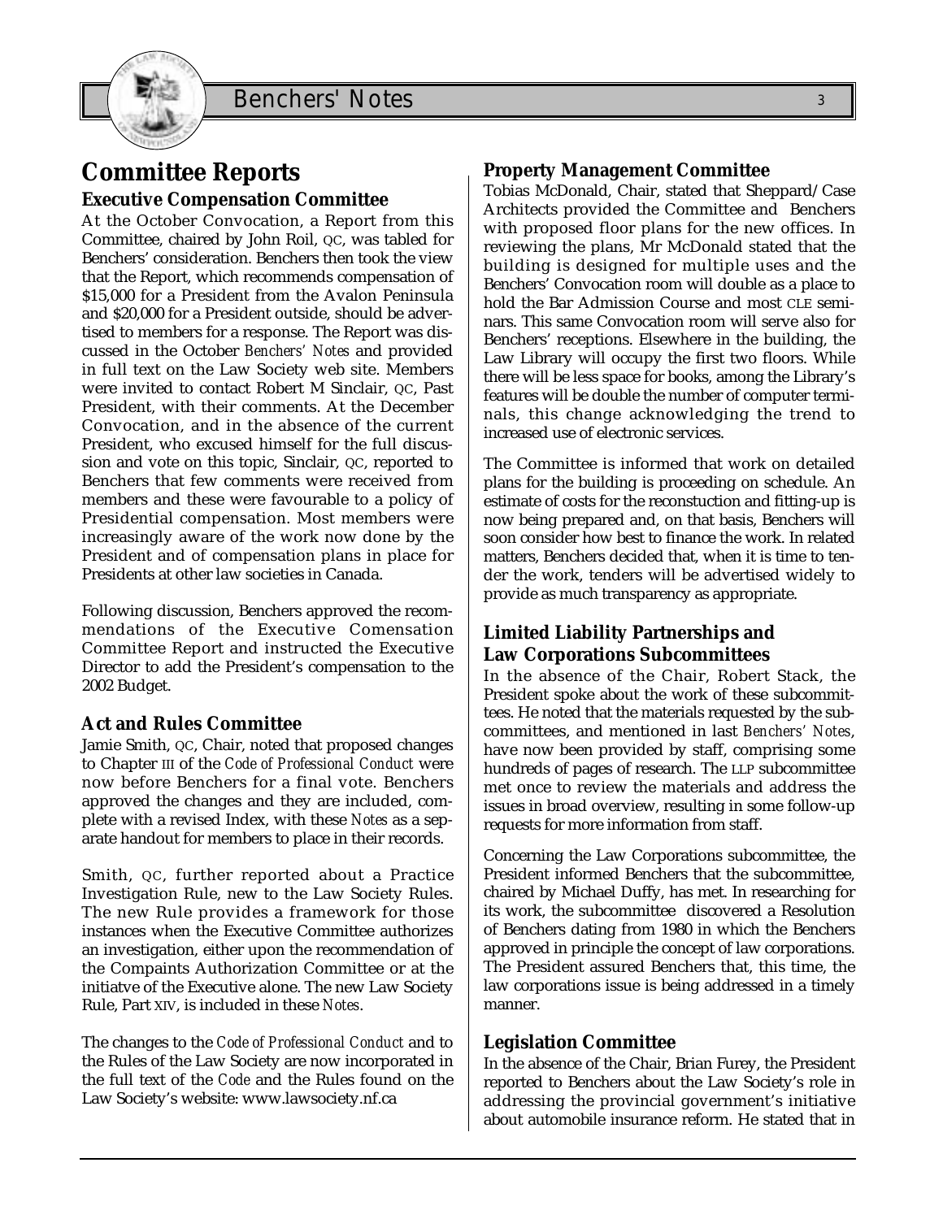# Committee Reports

### Executive Compensation Committee

At the October Convocation, a Report from this Committee, chaired by John Roil, QC, was tabled for Benchers' consideration. Benchers then took the view that the Report, which recommends compensation of $15,000 for a President from the Avalon Peninsula and $20,000 for a President outside, should be advertised to members for a response. The Report was discussed in the October *Benchers' Notes* and provided in full text on the Law Society web site. Members were invited to contact Robert M Sinclair, QC, Past President, with their comments. At the December Convocation, and in the absence of the current President, who excused himself for the full discussion and vote on this topic, Sinclair, QC, reported to Benchers that few comments were received from members and these were favourable to a policy of Presidential compensation. Most members were increasingly aware of the work now done by the President and of compensation plans in place for Presidents at other law societies in Canada.

Following discussion, Benchers approved the recommendations of the Executive Comensation Committee Report and instructed the Executive Director to add the President's compensation to the 2002 Budget.

### Act and Rules Committee

Jamie Smith, QC, Chair, noted that proposed changes to Chapter III of the *Code of Professional Conduct* were now before Benchers for a final vote. Benchers approved the changes and they are included, complete with a revised Index, with these *Notes* as a separate handout for members to place in their records.

Smith, QC, further reported about a Practice Investigation Rule, new to the Law Society Rules. The new Rule provides a framework for those instances when the Executive Committee authorizes an investigation, either upon the recommendation of the Compaints Authorization Committee or at the initiatve of the Executive alone. The new Law Society Rule, Part XIV, is included in these *Notes*.

The changes to the *Code of Professional Conduct* and to the Rules of the Law Society are now incorporated in the full text of the *Code* and the Rules found on the Law Society's website: www.lawsociety.nf.ca

### Property Management Committee

Tobias McDonald, Chair, stated that Sheppard/Case Architects provided the Committee and Benchers with proposed floor plans for the new offices. In reviewing the plans, Mr McDonald stated that the building is designed for multiple uses and the Benchers' Convocation room will double as a place to hold the Bar Admission Course and most CLE seminars. This same Convocation room will serve also for Benchers' receptions. Elsewhere in the building, the Law Library will occupy the first two floors. While there will be less space for books, among the Library's features will be double the number of computer terminals, this change acknowledging the trend to increased use of electronic services.

The Committee is informed that work on detailed plans for the building is proceeding on schedule. An estimate of costs for the reconstuction and fitting-up is now being prepared and, on that basis, Benchers will soon consider how best to finance the work. In related matters, Benchers decided that, when it is time to tender the work, tenders will be advertised widely to provide as much transparency as appropriate.

### Limited Liability Partnerships and Law Corporations Subcommittees

In the absence of the Chair, Robert Stack, the President spoke about the work of these subcommittees. He noted that the materials requested by the subcommittees, and mentioned in last *Benchers' Notes*, have now been provided by staff, comprising some hundreds of pages of research. The LLP subcommittee met once to review the materials and address the issues in broad overview, resulting in some follow-up requests for more information from staff.

Concerning the Law Corporations subcommittee, the President informed Benchers that the subcommittee, chaired by Michael Duffy, has met. In researching for its work, the subcommittee discovered a Resolution of Benchers dating from 1980 in which the Benchers approved in principle the concept of law corporations. The President assured Benchers that, this time, the law corporations issue is being addressed in a timely manner.

### Legislation Committee

In the absence of the Chair, Brian Furey, the President reported to Benchers about the Law Society's role in addressing the provincial government's initiative about automobile insurance reform. He stated that in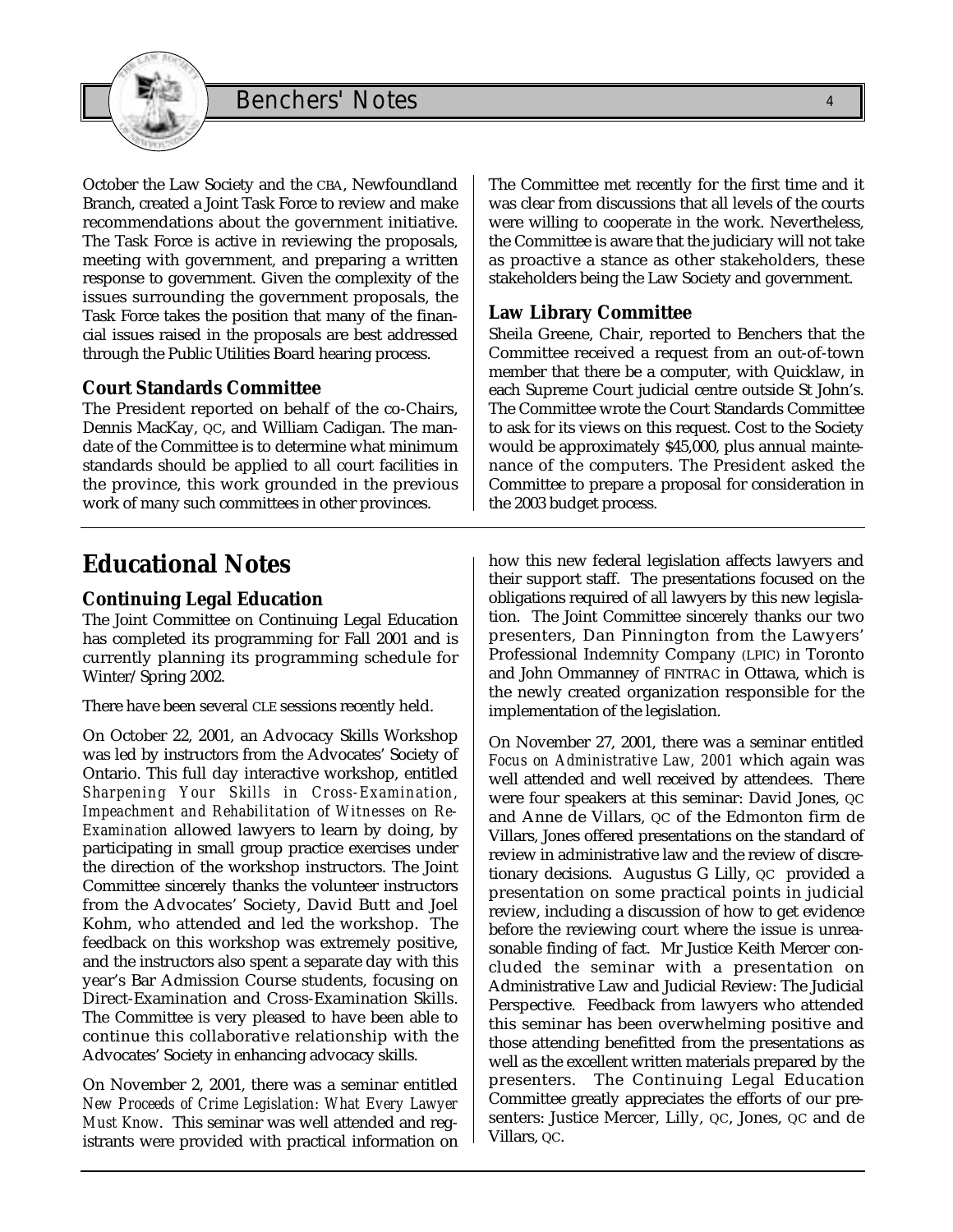October the Law Society and the CBA, Newfoundland Branch, created a Joint Task Force to review and make recommendations about the government initiative. The Task Force is active in reviewing the proposals, meeting with government, and preparing a written response to government. Given the complexity of the issues surrounding the government proposals, the Task Force takes the position that many of the financial issues raised in the proposals are best addressed through the Public Utilities Board hearing process.

### Court Standards Committee

The President reported on behalf of the co-Chairs, Dennis MacKay, QC, and William Cadigan. The mandate of the Committee is to determine what minimum standards should be applied to all court facilities in the province, this work grounded in the previous work of many such committees in other provinces.

The Committee met recently for the first time and it was clear from discussions that all levels of the courts were willing to cooperate in the work. Nevertheless, the Committee is aware that the judiciary will not take as proactive a stance as other stakeholders, these stakeholders being the Law Society and government.

### Law Library Committee

Sheila Greene, Chair, reported to Benchers that the Committee received a request from an out-of-town member that there be a computer, with Quicklaw, in each Supreme Court judicial centre outside St John's. The Committee wrote the Court Standards Committee to ask for its views on this request. Cost to the Society would be approximately $45,000, plus annual maintenance of the computers. The President asked the Committee to prepare a proposal for consideration in the 2003 budget process.

## Educational Notes

### Continuing Legal Education

The Joint Committee on Continuing Legal Education has completed its programming for Fall 2001 and is currently planning its programming schedule for Winter/Spring 2002.

There have been several CLE sessions recently held.

On October 22, 2001, an Advocacy Skills Workshop was led by instructors from the Advocates' Society of Ontario. This full day interactive workshop, entitled *Sharpening Your Skills in Cross-Examination, Impeachment and Rehabilitation of Witnesses on Re-Examination* allowed lawyers to learn by doing, by participating in small group practice exercises under the direction of the workshop instructors. The Joint Committee sincerely thanks the volunteer instructors from the Advocates' Society, David Butt and Joel Kohm, who attended and led the workshop. The feedback on this workshop was extremely positive, and the instructors also spent a separate day with this year's Bar Admission Course students, focusing on Direct-Examination and Cross-Examination Skills. The Committee is very pleased to have been able to continue this collaborative relationship with the Advocates' Society in enhancing advocacy skills.

On November 2, 2001, there was a seminar entitled *New Proceeds of Crime Legislation: What Every Lawyer Must Know*. This seminar was well attended and registrants were provided with practical information on how this new federal legislation affects lawyers and their support staff. The presentations focused on the obligations required of all lawyers by this new legislation. The Joint Committee sincerely thanks our two presenters, Dan Pinnington from the Lawyers' Professional Indemnity Company (LPIC) in Toronto and John Ommanney of FINTRAC in Ottawa, which is the newly created organization responsible for the implementation of the legislation.

On November 27, 2001, there was a seminar entitled *Focus on Administrative Law, 2001* which again was well attended and well received by attendees. There were four speakers at this seminar: David Jones, QC and Anne de Villars, QC of the Edmonton firm de Villars, Jones offered presentations on the standard of review in administrative law and the review of discretionary decisions. Augustus G Lilly, QC provided a presentation on some practical points in judicial review, including a discussion of how to get evidence before the reviewing court where the issue is unreasonable finding of fact. Mr Justice Keith Mercer concluded the seminar with a presentation on Administrative Law and Judicial Review: The Judicial Perspective. Feedback from lawyers who attended this seminar has been overwhelming positive and those attending benefitted from the presentations as well as the excellent written materials prepared by the presenters. The Continuing Legal Education Committee greatly appreciates the efforts of our presenters: Justice Mercer, Lilly, QC, Jones, QC and de Villars, QC.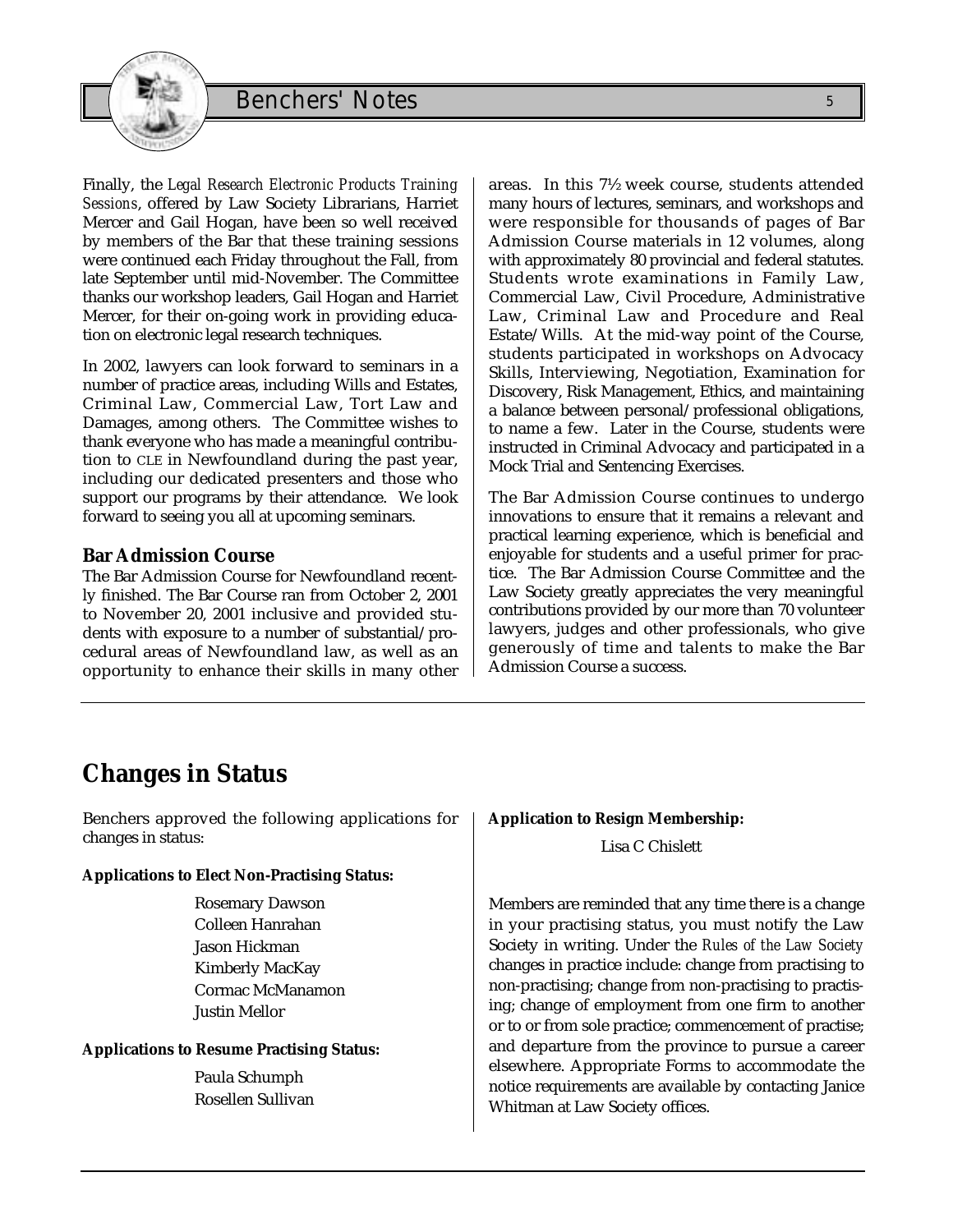Finally, the *Legal Research Electronic Products Training Sessions*, offered by Law Society Librarians, Harriet Mercer and Gail Hogan, have been so well received by members of the Bar that these training sessions were continued each Friday throughout the Fall, from late September until mid-November. The Committee thanks our workshop leaders, Gail Hogan and Harriet Mercer, for their on-going work in providing education on electronic legal research techniques.

In 2002, lawyers can look forward to seminars in a number of practice areas, including Wills and Estates, Criminal Law, Commercial Law, Tort Law and Damages, among others. The Committee wishes to thank everyone who has made a meaningful contribution to CLE in Newfoundland during the past year, including our dedicated presenters and those who support our programs by their attendance. We look forward to seeing you all at upcoming seminars.

### Bar Admission Course

The Bar Admission Course for Newfoundland recently finished. The Bar Course ran from October 2, 2001 to November 20, 2001 inclusive and provided students with exposure to a number of substantial/procedural areas of Newfoundland law, as well as an opportunity to enhance their skills in many other areas. In this 7½ week course, students attended many hours of lectures, seminars, and workshops and were responsible for thousands of pages of Bar Admission Course materials in 12 volumes, along with approximately 80 provincial and federal statutes. Students wrote examinations in Family Law, Commercial Law, Civil Procedure, Administrative Law, Criminal Law and Procedure and Real Estate/Wills. At the mid-way point of the Course, students participated in workshops on Advocacy Skills, Interviewing, Negotiation, Examination for Discovery, Risk Management, Ethics, and maintaining a balance between personal/professional obligations, to name a few. Later in the Course, students were instructed in Criminal Advocacy and participated in a Mock Trial and Sentencing Exercises.

The Bar Admission Course continues to undergo innovations to ensure that it remains a relevant and practical learning experience, which is beneficial and enjoyable for students and a useful primer for practice. The Bar Admission Course Committee and the Law Society greatly appreciates the very meaningful contributions provided by our more than 70 volunteer lawyers, judges and other professionals, who give generously of time and talents to make the Bar Admission Course a success.

## Changes in Status

Benchers approved the following applications for changes in status:

**Applications to Elect Non-Practising Status:**

Rosemary Dawson
Colleen Hanrahan
Jason Hickman
Kimberly MacKay
Cormac McManamon
Justin Mellor

**Applications to Resume Practising Status:**

Paula Schumph
Rosellen Sullivan

**Application to Resign Membership:**

Lisa C Chislett

Members are reminded that any time there is a change in your practising status, you must notify the Law Society in writing. Under the *Rules of the Law Society* changes in practice include: change from practising to non-practising; change from non-practising to practising; change of employment from one firm to another or to or from sole practice; commencement of practise; and departure from the province to pursue a career elsewhere. Appropriate Forms to accommodate the notice requirements are available by contacting Janice Whitman at Law Society offices.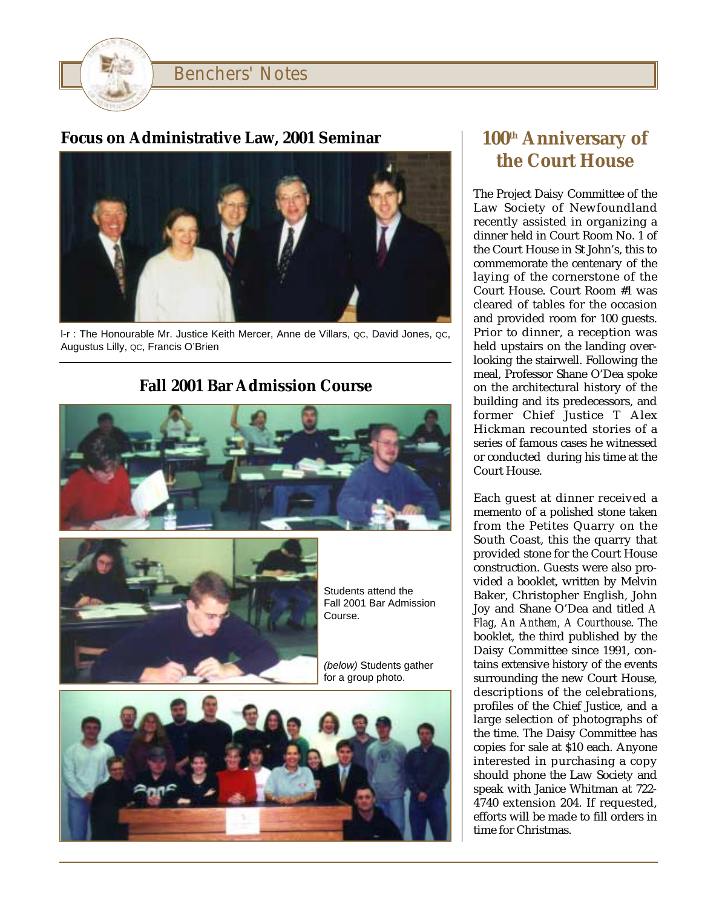## Focus on Administrative Law, 2001 Seminar

l-r : The Honourable Mr. Justice Keith Mercer, Anne de Villars, QC, David Jones, QC, Augustus Lilly, QC, Francis O'Brien

## Fall 2001 Bar Admission Course

Students attend the Fall 2001 Bar Admission Course.

*(below)* Students gather for a group photo.

## 100th Anniversary of the Court House

The Project Daisy Committee of the Law Society of Newfoundland recently assisted in organizing a dinner held in Court Room No. 1 of the Court House in St John's, this to commemorate the centenary of the laying of the cornerstone of the Court House. Court Room #1 was cleared of tables for the occasion and provided room for 100 guests. Prior to dinner, a reception was held upstairs on the landing overlooking the stairwell. Following the meal, Professor Shane O'Dea spoke on the architectural history of the building and its predecessors, and former Chief Justice T Alex Hickman recounted stories of a series of famous cases he witnessed or conducted during his time at the Court House.

Each guest at dinner received a memento of a polished stone taken from the Petites Quarry on the South Coast, this the quarry that provided stone for the Court House construction. Guests were also provided a booklet, written by Melvin Baker, Christopher English, John Joy and Shane O'Dea and titled *A Flag, An Anthem, A Courthouse*. The booklet, the third published by the Daisy Committee since 1991, contains extensive history of the events surrounding the new Court House, descriptions of the celebrations, profiles of the Chief Justice, and a large selection of photographs of the time. The Daisy Committee has copies for sale at $10 each. Anyone interested in purchasing a copy should phone the Law Society and speak with Janice Whitman at 722-4740 extension 204. If requested, efforts will be made to fill orders in time for Christmas.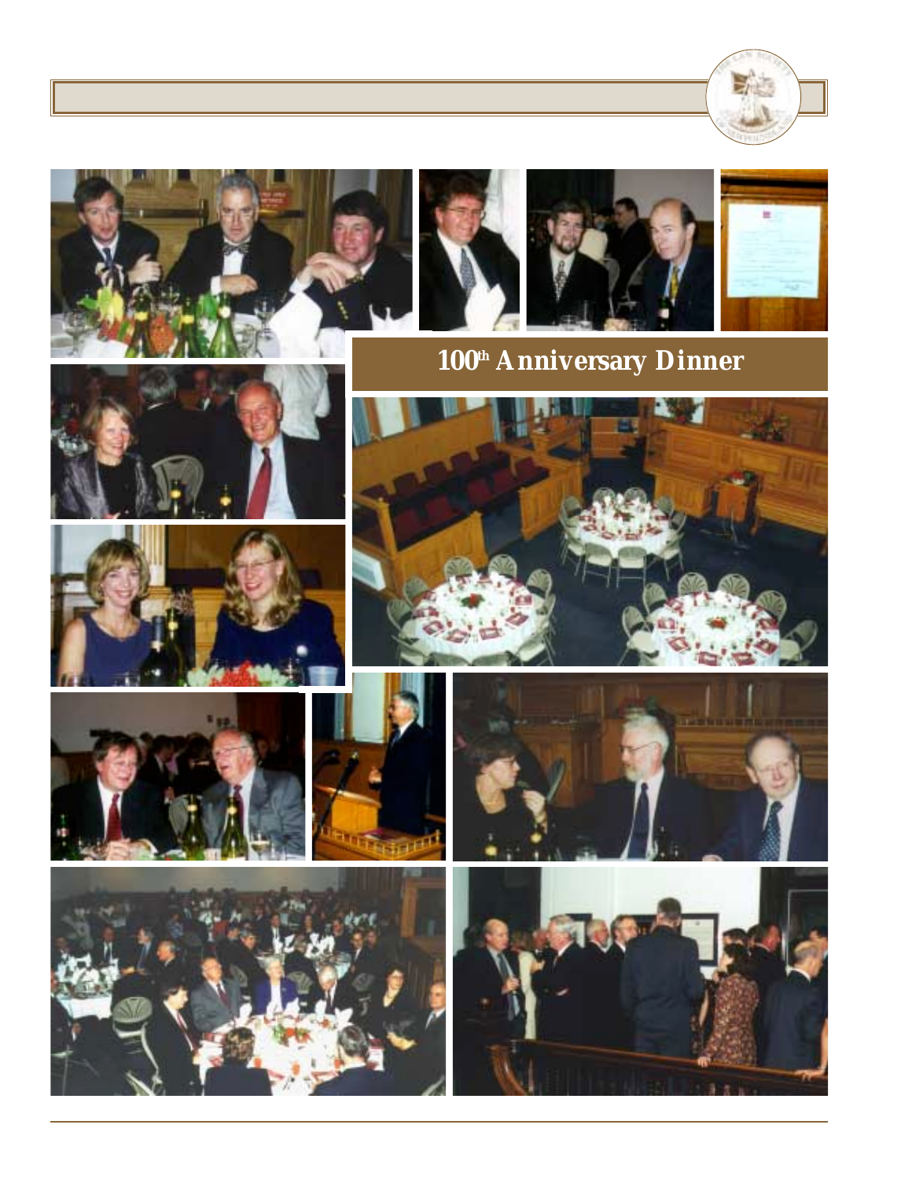## 100th Anniversary Dinner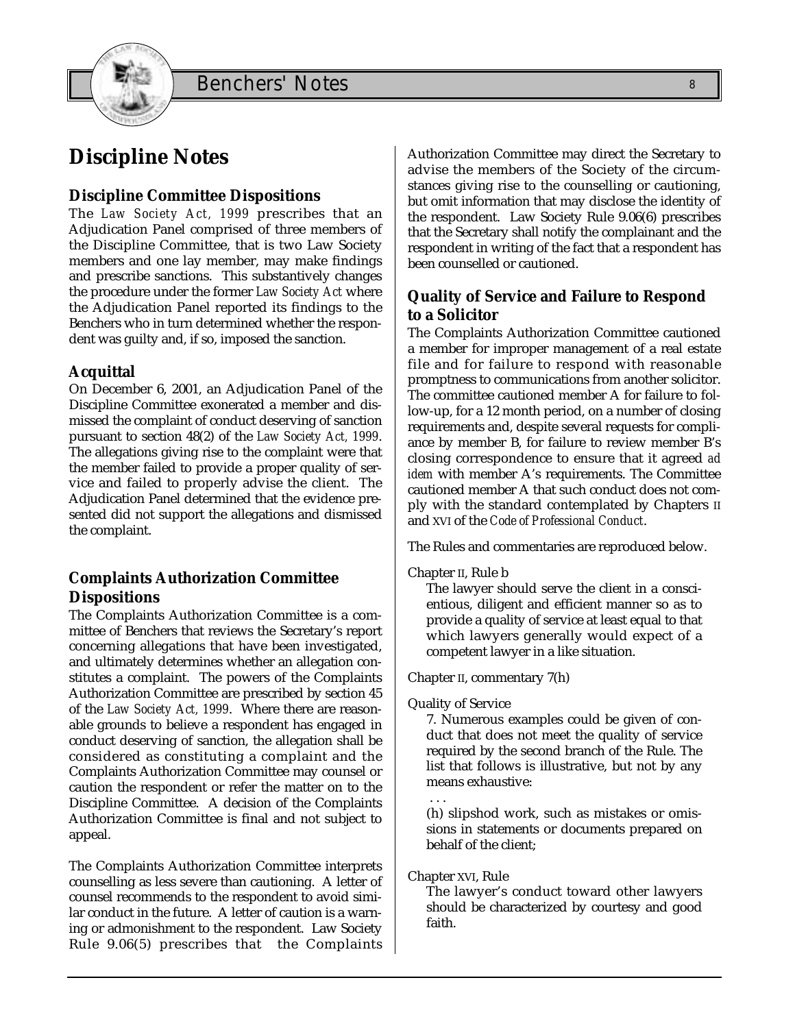# Discipline Notes

## Discipline Committee Dispositions

The *Law Society Act, 1999* prescribes that an Adjudication Panel comprised of three members of the Discipline Committee, that is two Law Society members and one lay member, may make findings and prescribe sanctions. This substantively changes the procedure under the former *Law Society Act* where the Adjudication Panel reported its findings to the Benchers who in turn determined whether the respondent was guilty and, if so, imposed the sanction.

## Acquittal

On December 6, 2001, an Adjudication Panel of the Discipline Committee exonerated a member and dismissed the complaint of conduct deserving of sanction pursuant to section 48(2) of the *Law Society Act, 1999*. The allegations giving rise to the complaint were that the member failed to provide a proper quality of service and failed to properly advise the client. The Adjudication Panel determined that the evidence presented did not support the allegations and dismissed the complaint.

## Complaints Authorization Committee Dispositions

The Complaints Authorization Committee is a committee of Benchers that reviews the Secretary's report concerning allegations that have been investigated, and ultimately determines whether an allegation constitutes a complaint. The powers of the Complaints Authorization Committee are prescribed by section 45 of the *Law Society Act, 1999*. Where there are reasonable grounds to believe a respondent has engaged in conduct deserving of sanction, the allegation shall be considered as constituting a complaint and the Complaints Authorization Committee may counsel or caution the respondent or refer the matter on to the Discipline Committee. A decision of the Complaints Authorization Committee is final and not subject to appeal.

The Complaints Authorization Committee interprets counselling as less severe than cautioning. A letter of counsel recommends to the respondent to avoid similar conduct in the future. A letter of caution is a warning or admonishment to the respondent. Law Society Rule 9.06(5) prescribes that the Complaints Authorization Committee may direct the Secretary to advise the members of the Society of the circumstances giving rise to the counselling or cautioning, but omit information that may disclose the identity of the respondent. Law Society Rule 9.06(6) prescribes that the Secretary shall notify the complainant and the respondent in writing of the fact that a respondent has been counselled or cautioned.

## Quality of Service and Failure to Respond to a Solicitor

The Complaints Authorization Committee cautioned a member for improper management of a real estate file and for failure to respond with reasonable promptness to communications from another solicitor. The committee cautioned member A for failure to follow-up, for a 12 month period, on a number of closing requirements and, despite several requests for compliance by member B, for failure to review member B's closing correspondence to ensure that it agreed *ad idem* with member A's requirements. The Committee cautioned member A that such conduct does not comply with the standard contemplated by Chapters II and XVI of the *Code of Professional Conduct*.

The Rules and commentaries are reproduced below.

Chapter II, Rule b

> The lawyer should serve the client in a conscientious, diligent and efficient manner so as to provide a quality of service at least equal to that which lawyers generally would expect of a competent lawyer in a like situation.

Chapter II, commentary 7(h)

Quality of Service

> 7. Numerous examples could be given of conduct that does not meet the quality of service required by the second branch of the Rule. The list that follows is illustrative, but not by any means exhaustive:
>
> . . .
>
> (h) slipshod work, such as mistakes or omissions in statements or documents prepared on behalf of the client;

Chapter XVI, Rule

> The lawyer's conduct toward other lawyers should be characterized by courtesy and good faith.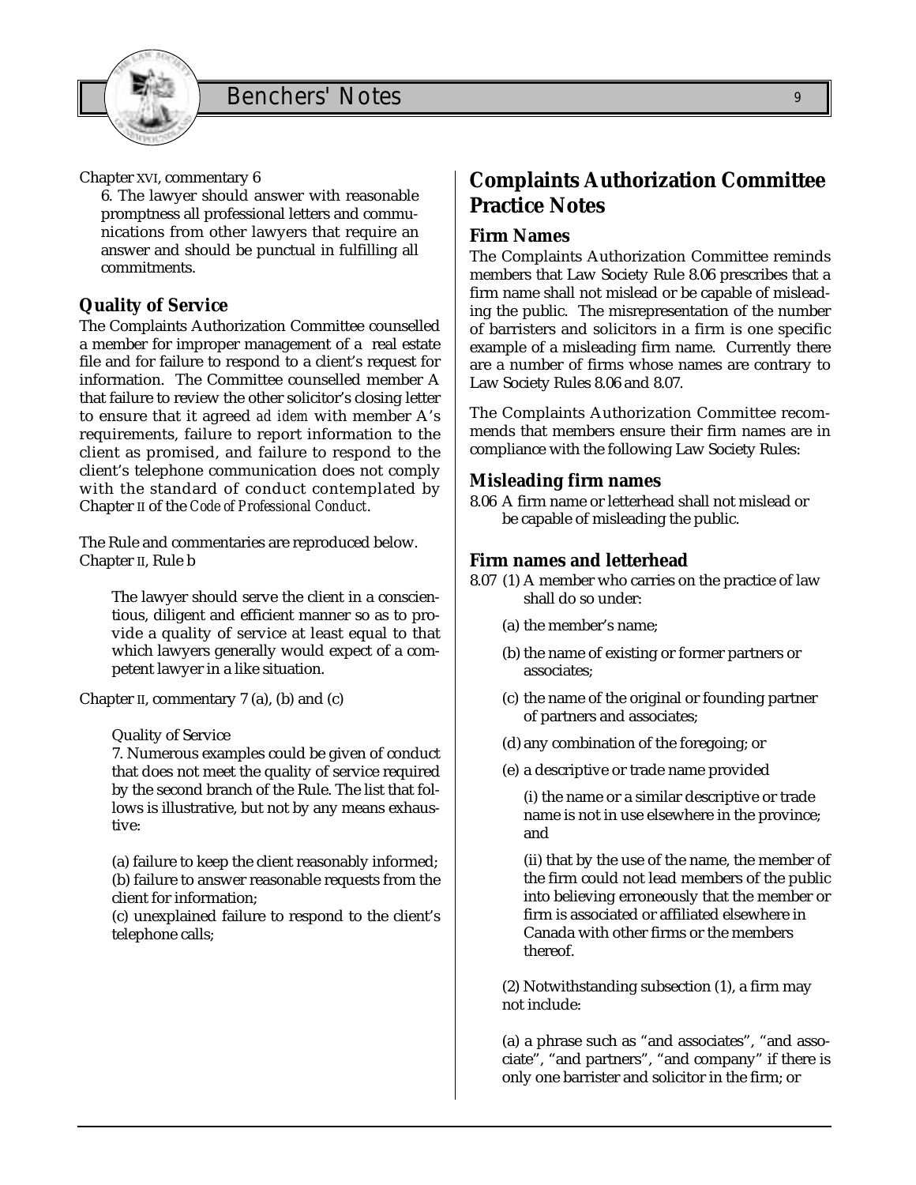Chapter XVI, commentary 6

6. The lawyer should answer with reasonable promptness all professional letters and communications from other lawyers that require an answer and should be punctual in fulfilling all commitments.

### Quality of Service

The Complaints Authorization Committee counselled a member for improper management of a real estate file and for failure to respond to a client's request for information. The Committee counselled member A that failure to review the other solicitor's closing letter to ensure that it agreed *ad idem* with member A's requirements, failure to report information to the client as promised, and failure to respond to the client's telephone communication does not comply with the standard of conduct contemplated by Chapter II of the *Code of Professional Conduct*.

The Rule and commentaries are reproduced below.

Chapter II, Rule b

> The lawyer should serve the client in a conscientious, diligent and efficient manner so as to provide a quality of service at least equal to that which lawyers generally would expect of a competent lawyer in a like situation.

Chapter II, commentary 7 (a), (b) and (c)

> Quality of Service
>
> 7. Numerous examples could be given of conduct that does not meet the quality of service required by the second branch of the Rule. The list that follows is illustrative, but not by any means exhaustive:
>
> (a) failure to keep the client reasonably informed;
> (b) failure to answer reasonable requests from the client for information;
> (c) unexplained failure to respond to the client's telephone calls;

## Complaints Authorization Committee Practice Notes

### Firm Names

The Complaints Authorization Committee reminds members that Law Society Rule 8.06 prescribes that a firm name shall not mislead or be capable of misleading the public. The misrepresentation of the number of barristers and solicitors in a firm is one specific example of a misleading firm name. Currently there are a number of firms whose names are contrary to Law Society Rules 8.06 and 8.07.

The Complaints Authorization Committee recommends that members ensure their firm names are in compliance with the following Law Society Rules:

### Misleading firm names

8.06 A firm name or letterhead shall not mislead or be capable of misleading the public.

### Firm names and letterhead

8.07 (1) A member who carries on the practice of law shall do so under:

(a) the member's name;

(b) the name of existing or former partners or associates;

(c) the name of the original or founding partner of partners and associates;

(d) any combination of the foregoing; or

(e) a descriptive or trade name provided

(i) the name or a similar descriptive or trade name is not in use elsewhere in the province; and

(ii) that by the use of the name, the member of the firm could not lead members of the public into believing erroneously that the member or firm is associated or affiliated elsewhere in Canada with other firms or the members thereof.

(2) Notwithstanding subsection (1), a firm may not include:

(a) a phrase such as "and associates", "and associate", "and partners", "and company" if there is only one barrister and solicitor in the firm; or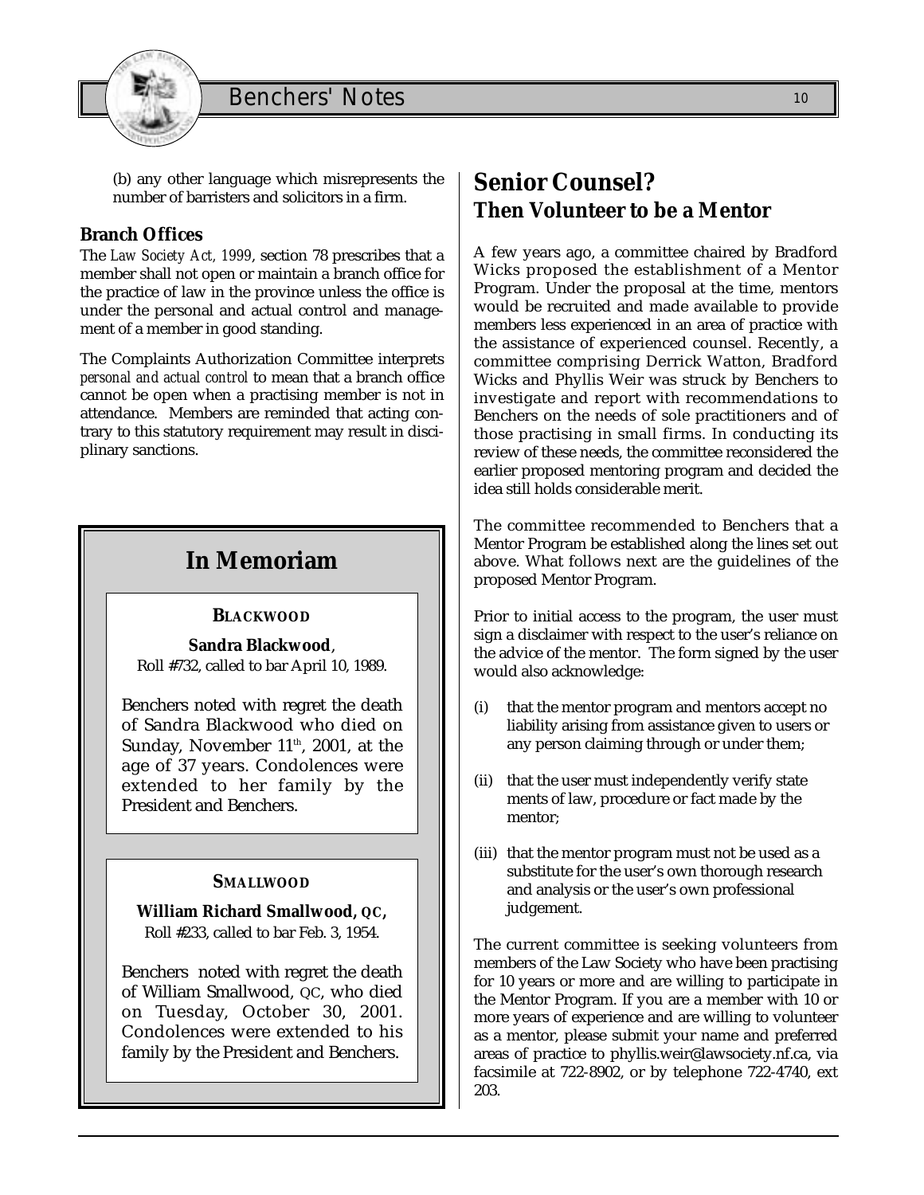(b) any other language which misrepresents the number of barristers and solicitors in a firm.

### Branch Offices

The *Law Society Act, 1999*, section 78 prescribes that a member shall not open or maintain a branch office for the practice of law in the province unless the office is under the personal and actual control and management of a member in good standing.

The Complaints Authorization Committee interprets *personal and actual control* to mean that a branch office cannot be open when a practising member is not in attendance. Members are reminded that acting contrary to this statutory requirement may result in disciplinary sanctions.

## In Memoriam

**BLACKWOOD**

**Sandra Blackwood**, Roll #732, called to bar April 10, 1989.

Benchers noted with regret the death of Sandra Blackwood who died on Sunday, November 11th, 2001, at the age of 37 years. Condolences were extended to her family by the President and Benchers.

**SMALLWOOD**

**William Richard Smallwood, QC,** Roll #233, called to bar Feb. 3, 1954.

Benchers noted with regret the death of William Smallwood, QC, who died on Tuesday, October 30, 2001. Condolences were extended to his family by the President and Benchers.

## Senior Counsel?
### Then Volunteer to be a Mentor

A few years ago, a committee chaired by Bradford Wicks proposed the establishment of a Mentor Program. Under the proposal at the time, mentors would be recruited and made available to provide members less experienced in an area of practice with the assistance of experienced counsel. Recently, a committee comprising Derrick Watton, Bradford Wicks and Phyllis Weir was struck by Benchers to investigate and report with recommendations to Benchers on the needs of sole practitioners and of those practising in small firms. In conducting its review of these needs, the committee reconsidered the earlier proposed mentoring program and decided the idea still holds considerable merit.

The committee recommended to Benchers that a Mentor Program be established along the lines set out above. What follows next are the guidelines of the proposed Mentor Program.

Prior to initial access to the program, the user must sign a disclaimer with respect to the user's reliance on the advice of the mentor. The form signed by the user would also acknowledge:

(i) that the mentor program and mentors accept no liability arising from assistance given to users or any person claiming through or under them;

(ii) that the user must independently verify statements of law, procedure or fact made by the mentor;

(iii) that the mentor program must not be used as a substitute for the user's own thorough research and analysis or the user's own professional judgement.

The current committee is seeking volunteers from members of the Law Society who have been practising for 10 years or more and are willing to participate in the Mentor Program. If you are a member with 10 or more years of experience and are willing to volunteer as a mentor, please submit your name and preferred areas of practice to phyllis.weir@lawsociety.nf.ca, via facsimile at 722-8902, or by telephone 722-4740, ext 203.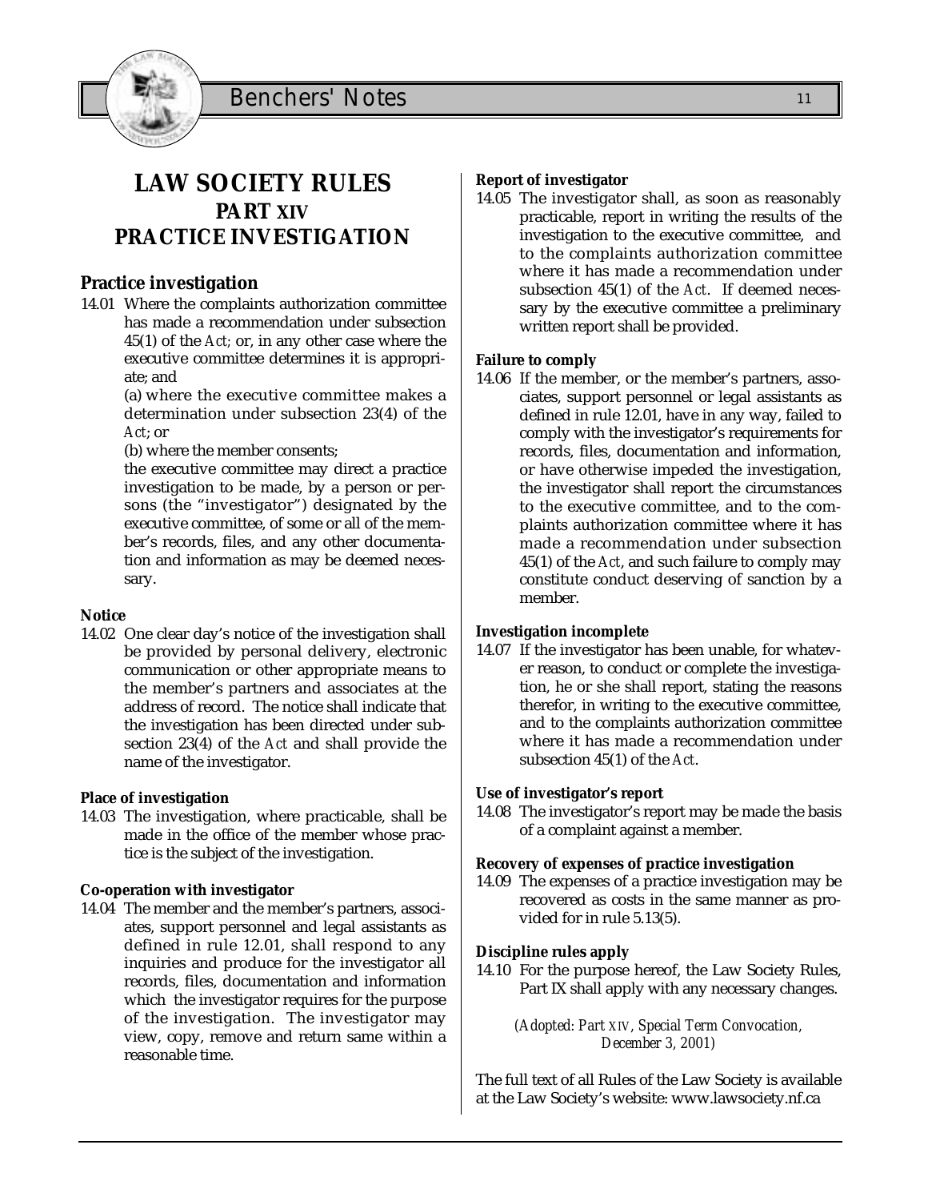# LAW SOCIETY RULES
## PART XIV
## PRACTICE INVESTIGATION

### Practice investigation

14.01 Where the complaints authorization committee has made a recommendation under subsection 45(1) of the *Act;* or, in any other case where the executive committee determines it is appropriate; and

(a) where the executive committee makes a determination under subsection 23(4) of the *Act*; or

(b) where the member consents;

the executive committee may direct a practice investigation to be made, by a person or persons (the "investigator") designated by the executive committee, of some or all of the member's records, files, and any other documentation and information as may be deemed necessary.

**Notice**

14.02 One clear day's notice of the investigation shall be provided by personal delivery, electronic communication or other appropriate means to the member's partners and associates at the address of record. The notice shall indicate that the investigation has been directed under subsection 23(4) of the *Act* and shall provide the name of the investigator.

**Place of investigation**

14.03 The investigation, where practicable, shall be made in the office of the member whose practice is the subject of the investigation.

**Co-operation with investigator**

14.04 The member and the member's partners, associates, support personnel and legal assistants as defined in rule 12.01, shall respond to any inquiries and produce for the investigator all records, files, documentation and information which the investigator requires for the purpose of the investigation. The investigator may view, copy, remove and return same within a reasonable time.

**Report of investigator**

14.05 The investigator shall, as soon as reasonably practicable, report in writing the results of the investigation to the executive committee, and to the complaints authorization committee where it has made a recommendation under subsection 45(1) of the *Act*. If deemed necessary by the executive committee a preliminary written report shall be provided.

**Failure to comply**

14.06 If the member, or the member's partners, associates, support personnel or legal assistants as defined in rule 12.01, have in any way, failed to comply with the investigator's requirements for records, files, documentation and information, or have otherwise impeded the investigation, the investigator shall report the circumstances to the executive committee, and to the complaints authorization committee where it has made a recommendation under subsection 45(1) of the *Act*, and such failure to comply may constitute conduct deserving of sanction by a member.

**Investigation incomplete**

14.07 If the investigator has been unable, for whatever reason, to conduct or complete the investigation, he or she shall report, stating the reasons therefor, in writing to the executive committee, and to the complaints authorization committee where it has made a recommendation under subsection 45(1) of the *Act*.

**Use of investigator's report**

14.08 The investigator's report may be made the basis of a complaint against a member.

**Recovery of expenses of practice investigation**

14.09 The expenses of a practice investigation may be recovered as costs in the same manner as provided for in rule 5.13(5).

**Discipline rules apply**

14.10 For the purpose hereof, the Law Society Rules, Part IX shall apply with any necessary changes.

*(Adopted: Part XIV, Special Term Convocation, December 3, 2001)*

The full text of all Rules of the Law Society is available at the Law Society's website: www.lawsociety.nf.ca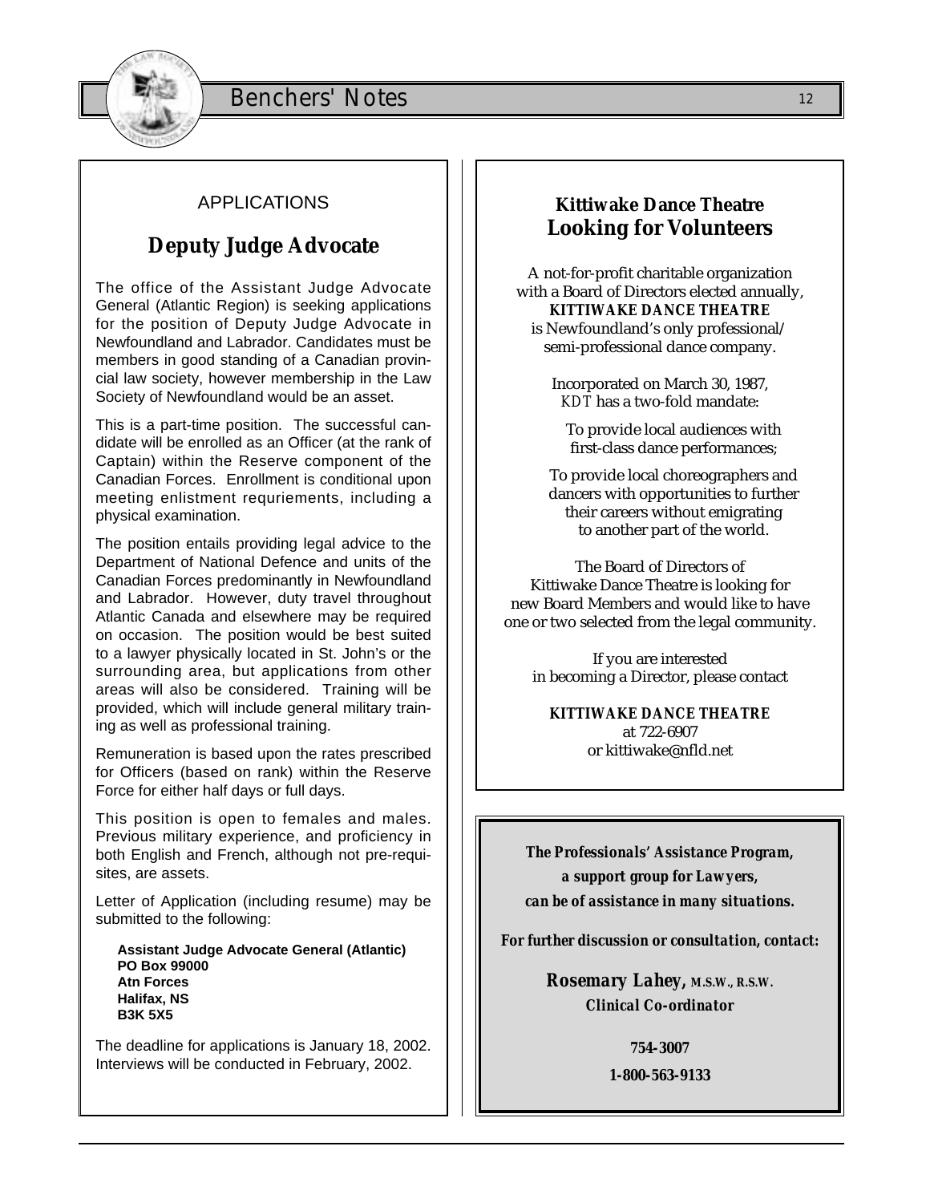APPLICATIONS

## Deputy Judge Advocate

The office of the Assistant Judge Advocate General (Atlantic Region) is seeking applications for the position of Deputy Judge Advocate in Newfoundland and Labrador. Candidates must be members in good standing of a Canadian provincial law society, however membership in the Law Society of Newfoundland would be an asset.

This is a part-time position. The successful candidate will be enrolled as an Officer (at the rank of Captain) within the Reserve component of the Canadian Forces. Enrollment is conditional upon meeting enlistment requriements, including a physical examination.

The position entails providing legal advice to the Department of National Defence and units of the Canadian Forces predominantly in Newfoundland and Labrador. However, duty travel throughout Atlantic Canada and elsewhere may be required on occasion. The position would be best suited to a lawyer physically located in St. John's or the surrounding area, but applications from other areas will also be considered. Training will be provided, which will include general military training as well as professional training.

Remuneration is based upon the rates prescribed for Officers (based on rank) within the Reserve Force for either half days or full days.

This position is open to females and males. Previous military experience, and proficiency in both English and French, although not pre-requisites, are assets.

Letter of Application (including resume) may be submitted to the following:

**Assistant Judge Advocate General (Atlantic)**
**PO Box 99000**
**Atn Forces**
**Halifax, NS**
**B3K 5X5**

The deadline for applications is January 18, 2002. Interviews will be conducted in February, 2002.

## Kittiwake Dance Theatre Looking for Volunteers

A not-for-profit charitable organization with a Board of Directors elected annually, ***KITTIWAKE DANCE THEATRE*** is Newfoundland's only professional/ semi-professional dance company.

Incorporated on March 30, 1987, *KDT* has a two-fold mandate:

To provide local audiences with first-class dance performances;

To provide local choreographers and dancers with opportunities to further their careers without emigrating to another part of the world.

The Board of Directors of Kittiwake Dance Theatre is looking for new Board Members and would like to have one or two selected from the legal community.

If you are interested in becoming a Director, please contact

***KITTIWAKE DANCE THEATRE***
at 722-6907
or kittiwake@nfld.net

***The Professionals' Assistance Program, a support group for Lawyers, can be of assistance in many situations.***

***For further discussion or consultation, contact:***

***Rosemary Lahey,*** *M.S.W., R.S.W.*
***Clinical Co-ordinator***

**754-3007**
**1-800-563-9133**